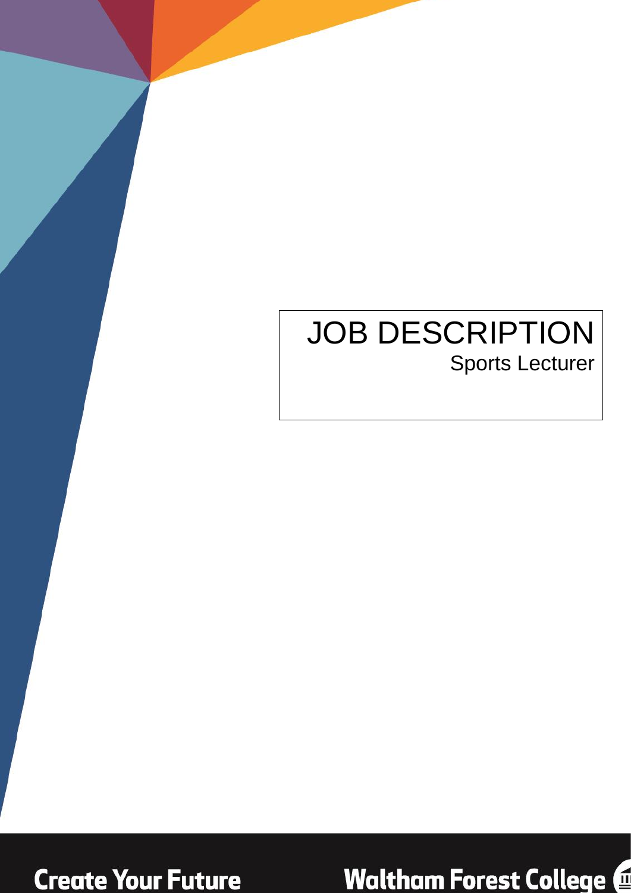# JOB DESCRIPTION

Sports Lecturer

Create Your Future

Waltham Forest College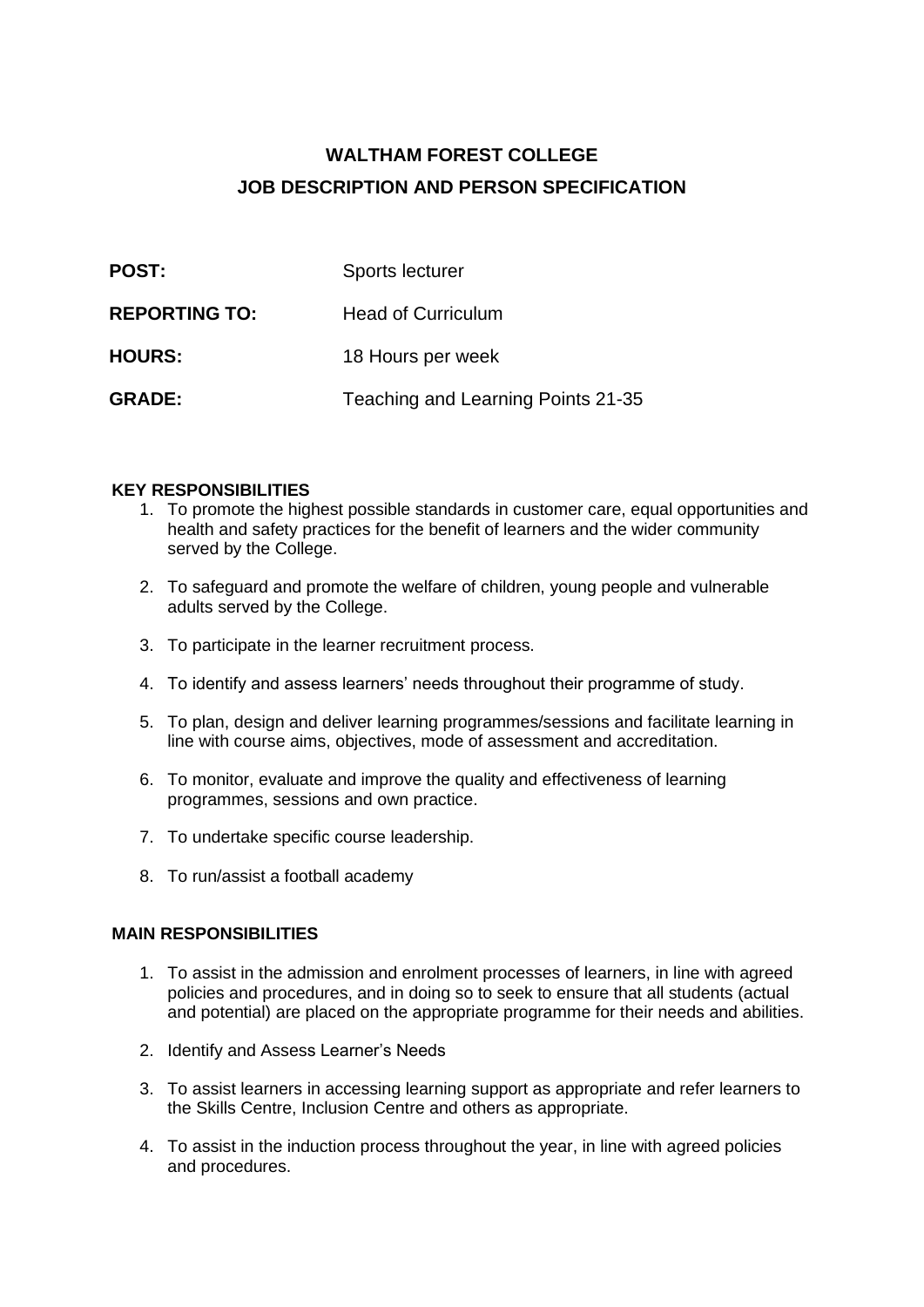# WALTHAM FOREST COLLEGE

## JOB DESCRIPTION AND PERSON SPECIFICATION

| | |
|---|---|
| **POST:** | Sports lecturer |
| **REPORTING TO:** | Head of Curriculum |
| **HOURS:** | 18 Hours per week |
| **GRADE:** | Teaching and Learning Points 21-35 |

### KEY RESPONSIBILITIES

1. To promote the highest possible standards in customer care, equal opportunities and health and safety practices for the benefit of learners and the wider community served by the College.
2. To safeguard and promote the welfare of children, young people and vulnerable adults served by the College.
3. To participate in the learner recruitment process.
4. To identify and assess learners' needs throughout their programme of study.
5. To plan, design and deliver learning programmes/sessions and facilitate learning in line with course aims, objectives, mode of assessment and accreditation.
6. To monitor, evaluate and improve the quality and effectiveness of learning programmes, sessions and own practice.
7. To undertake specific course leadership.
8. To run/assist a football academy

### MAIN RESPONSIBILITIES

1. To assist in the admission and enrolment processes of learners, in line with agreed policies and procedures, and in doing so to seek to ensure that all students (actual and potential) are placed on the appropriate programme for their needs and abilities.
2. Identify and Assess Learner's Needs
3. To assist learners in accessing learning support as appropriate and refer learners to the Skills Centre, Inclusion Centre and others as appropriate.
4. To assist in the induction process throughout the year, in line with agreed policies and procedures.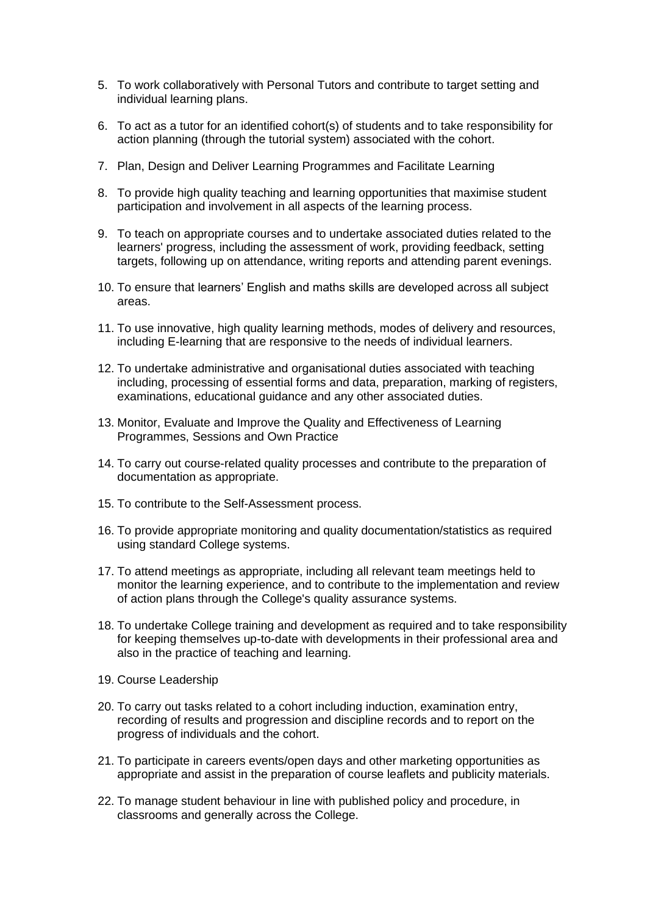5. To work collaboratively with Personal Tutors and contribute to target setting and individual learning plans.

6. To act as a tutor for an identified cohort(s) of students and to take responsibility for action planning (through the tutorial system) associated with the cohort.

7. Plan, Design and Deliver Learning Programmes and Facilitate Learning

8. To provide high quality teaching and learning opportunities that maximise student participation and involvement in all aspects of the learning process.

9. To teach on appropriate courses and to undertake associated duties related to the learners' progress, including the assessment of work, providing feedback, setting targets, following up on attendance, writing reports and attending parent evenings.

10. To ensure that learners' English and maths skills are developed across all subject areas.

11. To use innovative, high quality learning methods, modes of delivery and resources, including E-learning that are responsive to the needs of individual learners.

12. To undertake administrative and organisational duties associated with teaching including, processing of essential forms and data, preparation, marking of registers, examinations, educational guidance and any other associated duties.

13. Monitor, Evaluate and Improve the Quality and Effectiveness of Learning Programmes, Sessions and Own Practice

14. To carry out course-related quality processes and contribute to the preparation of documentation as appropriate.

15. To contribute to the Self-Assessment process.

16. To provide appropriate monitoring and quality documentation/statistics as required using standard College systems.

17. To attend meetings as appropriate, including all relevant team meetings held to monitor the learning experience, and to contribute to the implementation and review of action plans through the College's quality assurance systems.

18. To undertake College training and development as required and to take responsibility for keeping themselves up-to-date with developments in their professional area and also in the practice of teaching and learning.

19. Course Leadership

20. To carry out tasks related to a cohort including induction, examination entry, recording of results and progression and discipline records and to report on the progress of individuals and the cohort.

21. To participate in careers events/open days and other marketing opportunities as appropriate and assist in the preparation of course leaflets and publicity materials.

22. To manage student behaviour in line with published policy and procedure, in classrooms and generally across the College.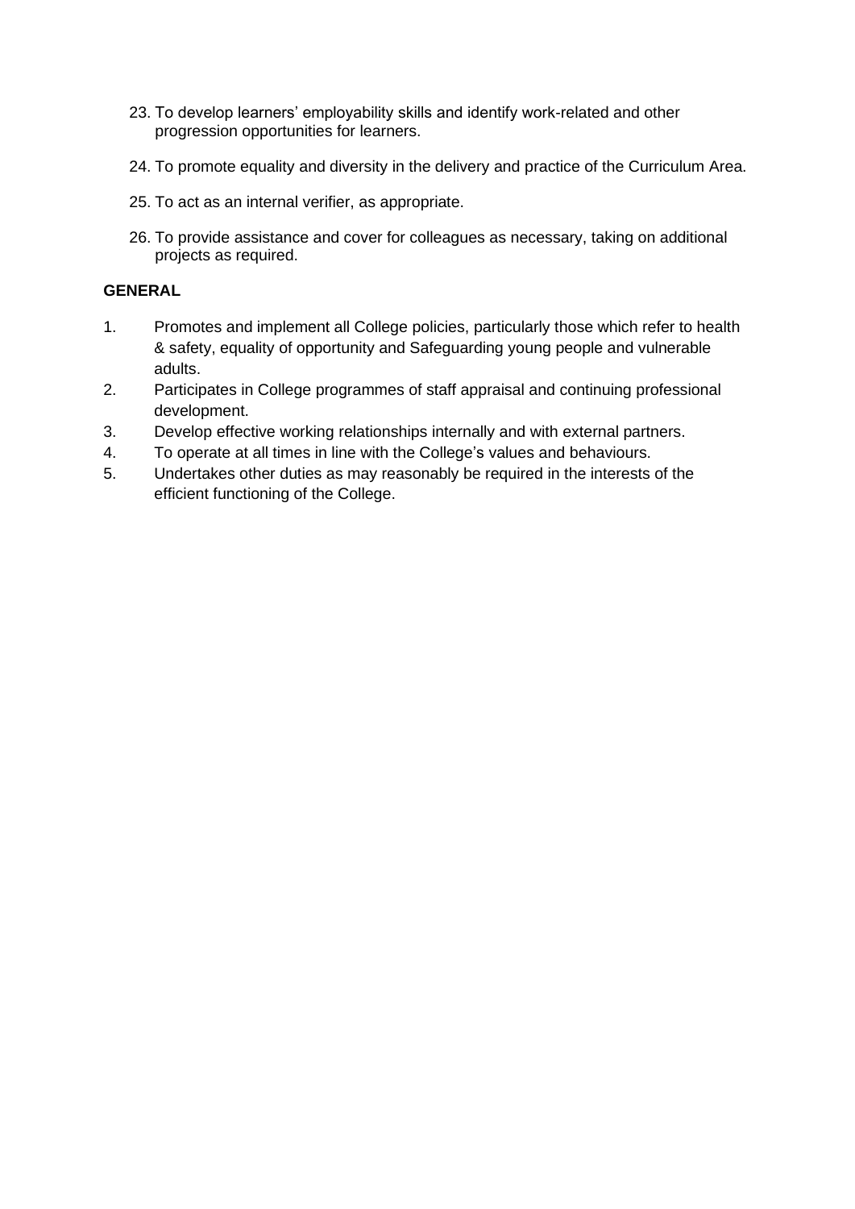23. To develop learners' employability skills and identify work-related and other progression opportunities for learners.

24. To promote equality and diversity in the delivery and practice of the Curriculum Area.

25. To act as an internal verifier, as appropriate.

26. To provide assistance and cover for colleagues as necessary, taking on additional projects as required.

**GENERAL**

1. Promotes and implement all College policies, particularly those which refer to health & safety, equality of opportunity and Safeguarding young people and vulnerable adults.
2. Participates in College programmes of staff appraisal and continuing professional development.
3. Develop effective working relationships internally and with external partners.
4. To operate at all times in line with the College's values and behaviours.
5. Undertakes other duties as may reasonably be required in the interests of the efficient functioning of the College.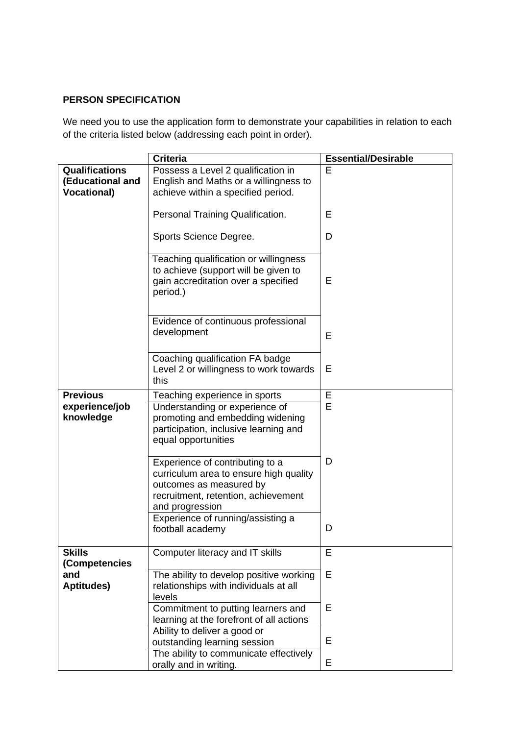**PERSON SPECIFICATION**

We need you to use the application form to demonstrate your capabilities in relation to each of the criteria listed below (addressing each point in order).

| | Criteria | Essential/Desirable |
|---|---|---|
| **Qualifications (Educational and Vocational)** | Possess a Level 2 qualification in English and Maths or a willingness to achieve within a specified period. | E |
| | Personal Training Qualification. | E |
| | Sports Science Degree. | D |
| | Teaching qualification or willingness to achieve (support will be given to gain accreditation over a specified period.) | E |
| | Evidence of continuous professional development | E |
| | Coaching qualification FA badge Level 2 or willingness to work towards this | E |
| **Previous experience/job knowledge** | Teaching experience in sports | E |
| | Understanding or experience of promoting and embedding widening participation, inclusive learning and equal opportunities | E |
| | Experience of contributing to a curriculum area to ensure high quality outcomes as measured by recruitment, retention, achievement and progression | D |
| | Experience of running/assisting a football academy | D |
| **Skills (Competencies and Aptitudes)** | Computer literacy and IT skills | E |
| | The ability to develop positive working relationships with individuals at all levels | E |
| | Commitment to putting learners and learning at the forefront of all actions | E |
| | Ability to deliver a good or outstanding learning session | E |
| | The ability to communicate effectively orally and in writing. | E |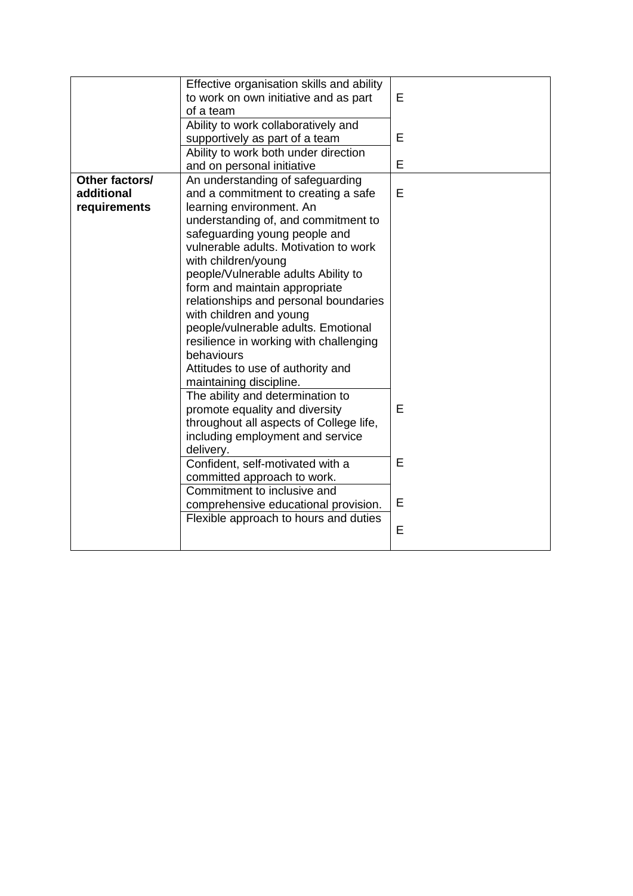| | | | |
|---|---|---|---|
| | Effective organisation skills and ability to work on own initiative and as part of a team | E | |
| | Ability to work collaboratively and supportively as part of a team | E | |
| | Ability to work both under direction and on personal initiative | E | |
| **Other factors/ additional requirements** | An understanding of safeguarding and a commitment to creating a safe learning environment. An understanding of, and commitment to safeguarding young people and vulnerable adults. Motivation to work with children/young people/Vulnerable adults Ability to form and maintain appropriate relationships and personal boundaries with children and young people/vulnerable adults. Emotional resilience in working with challenging behaviours Attitudes to use of authority and maintaining discipline. | E | |
| | The ability and determination to promote equality and diversity throughout all aspects of College life, including employment and service delivery. | E | |
| | Confident, self-motivated with a committed approach to work. | E | |
| | Commitment to inclusive and comprehensive educational provision. | E | |
| | Flexible approach to hours and duties | E | |